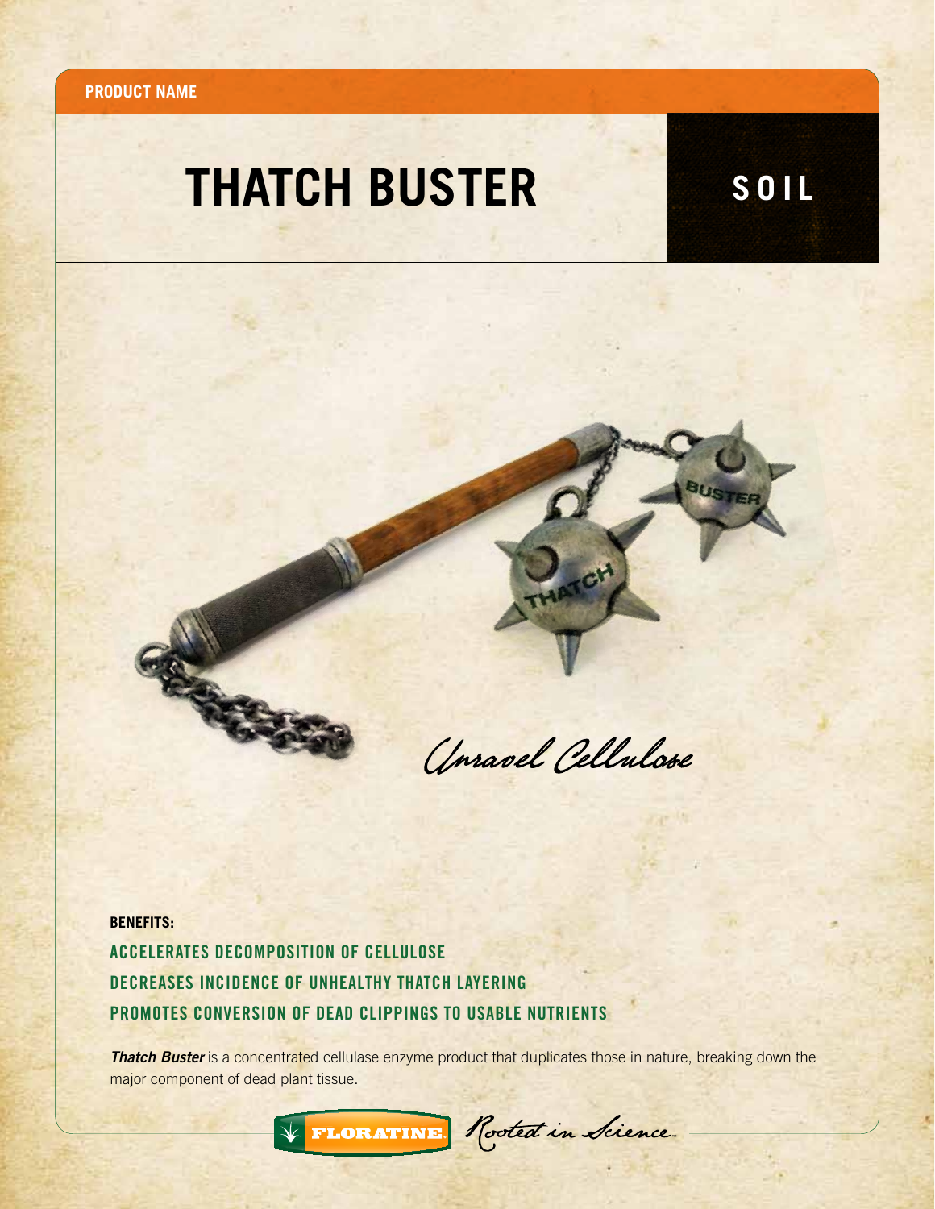PRODUCT NAME

# THATCH BUSTER

SOIL

*Unravel Cellulose*

**BENEFITS:**

**ACCELERATES DECOMPOSITION OF CELLULOSE**

**DECREASES INCIDENCE OF UNHEALTHY THATCH LAYERING**

**PROMOTES CONVERSION OF DEAD CLIPPINGS TO USABLE NUTRIENTS**

***Thatch Buster*** is a concentrated cellulase enzyme product that duplicates those in nature, breaking down the major component of dead plant tissue.

FLORATINE. *Rooted in Science.*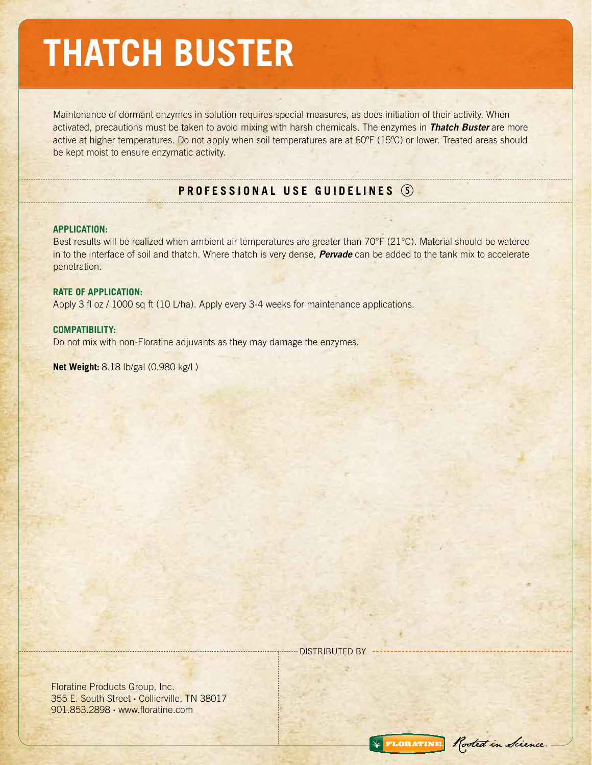# THATCH BUSTER

Maintenance of dormant enzymes in solution requires special measures, as does initiation of their activity. When activated, precautions must be taken to avoid mixing with harsh chemicals. The enzymes in ***Thatch Buster*** are more active at higher temperatures. Do not apply when soil temperatures are at 60ºF (15ºC) or lower. Treated areas should be kept moist to ensure enzymatic activity.

## PROFESSIONAL USE GUIDELINES ⑤

**APPLICATION:**
Best results will be realized when ambient air temperatures are greater than 70°F (21°C). Material should be watered in to the interface of soil and thatch. Where thatch is very dense, ***Pervade*** can be added to the tank mix to accelerate penetration.

**RATE OF APPLICATION:**
Apply 3 fl oz / 1000 sq ft (10 L/ha). Apply every 3-4 weeks for maintenance applications.

**COMPATIBILITY:**
Do not mix with non-Floratine adjuvants as they may damage the enzymes.

**Net Weight:** 8.18 lb/gal (0.980 kg/L)

DISTRIBUTED BY

Floratine Products Group, Inc.
355 E. South Street • Collierville, TN 38017
901.853.2898 • www.floratine.com

FLORATINE Rooted in Science.